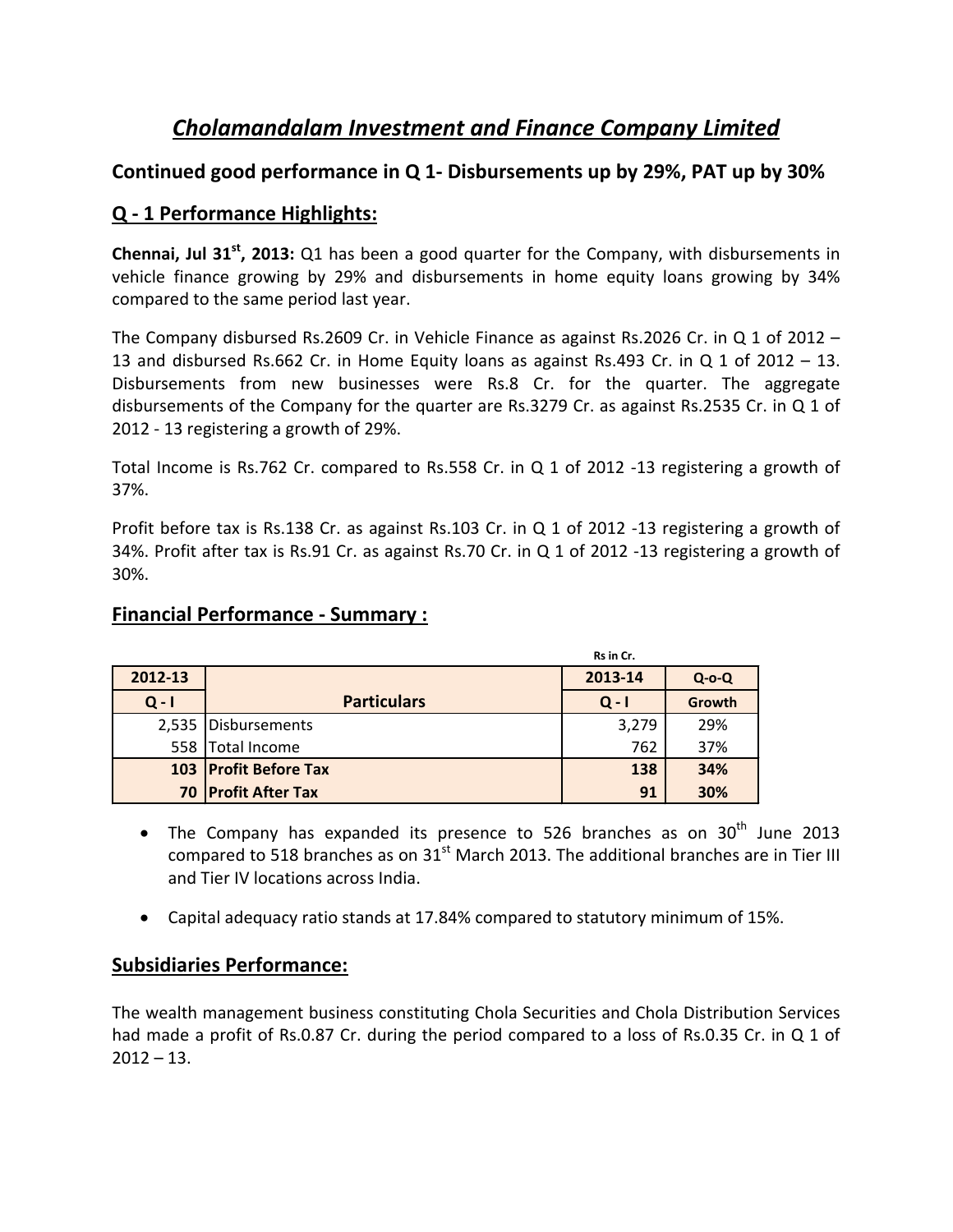# *Cholamandalam Investment and Finance Company Limited*

## Continued good performance in Q 1- Disbursements up by 29%, PAT up by 30%

## Q - 1 Performance Highlights:

**Chennai, Jul 31st, 2013:** Q1 has been a good quarter for the Company, with disbursements in vehicle finance growing by 29% and disbursements in home equity loans growing by 34% compared to the same period last year.

The Company disbursed Rs.2609 Cr. in Vehicle Finance as against Rs.2026 Cr. in Q 1 of 2012 – 13 and disbursed Rs.662 Cr. in Home Equity loans as against Rs.493 Cr. in Q 1 of 2012 – 13. Disbursements from new businesses were Rs.8 Cr. for the quarter. The aggregate disbursements of the Company for the quarter are Rs.3279 Cr. as against Rs.2535 Cr. in Q 1 of 2012 - 13 registering a growth of 29%.

Total Income is Rs.762 Cr. compared to Rs.558 Cr. in Q 1 of 2012 -13 registering a growth of 37%.

Profit before tax is Rs.138 Cr. as against Rs.103 Cr. in Q 1 of 2012 -13 registering a growth of 34%. Profit after tax is Rs.91 Cr. as against Rs.70 Cr. in Q 1 of 2012 -13 registering a growth of 30%.

## Financial Performance - Summary :

Rs in Cr.

| 2012-13 | | 2013-14 | Q-o-Q |
|---|---|---|---|
| Q - I | Particulars | Q - I | Growth |
| 2,535 | Disbursements | 3,279 | 29% |
| 558 | Total Income | 762 | 37% |
| **103** | **Profit Before Tax** | **138** | **34%** |
| **70** | **Profit After Tax** | **91** | **30%** |

- The Company has expanded its presence to 526 branches as on 30th June 2013 compared to 518 branches as on 31st March 2013. The additional branches are in Tier III and Tier IV locations across India.
- Capital adequacy ratio stands at 17.84% compared to statutory minimum of 15%.

## Subsidiaries Performance:

The wealth management business constituting Chola Securities and Chola Distribution Services had made a profit of Rs.0.87 Cr. during the period compared to a loss of Rs.0.35 Cr. in Q 1 of 2012 – 13.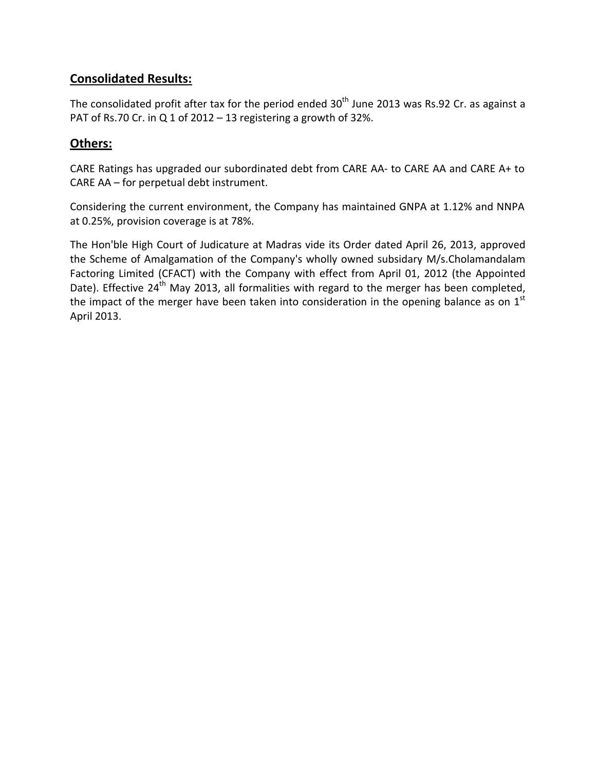## Consolidated Results:

The consolidated profit after tax for the period ended 30th June 2013 was Rs.92 Cr. as against a PAT of Rs.70 Cr. in Q 1 of 2012 – 13 registering a growth of 32%.

## Others:

CARE Ratings has upgraded our subordinated debt from CARE AA- to CARE AA and CARE A+ to CARE AA – for perpetual debt instrument.

Considering the current environment, the Company has maintained GNPA at 1.12% and NNPA at 0.25%, provision coverage is at 78%.

The Hon'ble High Court of Judicature at Madras vide its Order dated April 26, 2013, approved the Scheme of Amalgamation of the Company's wholly owned subsidary M/s.Cholamandalam Factoring Limited (CFACT) with the Company with effect from April 01, 2012 (the Appointed Date). Effective 24th May 2013, all formalities with regard to the merger has been completed, the impact of the merger have been taken into consideration in the opening balance as on 1st April 2013.